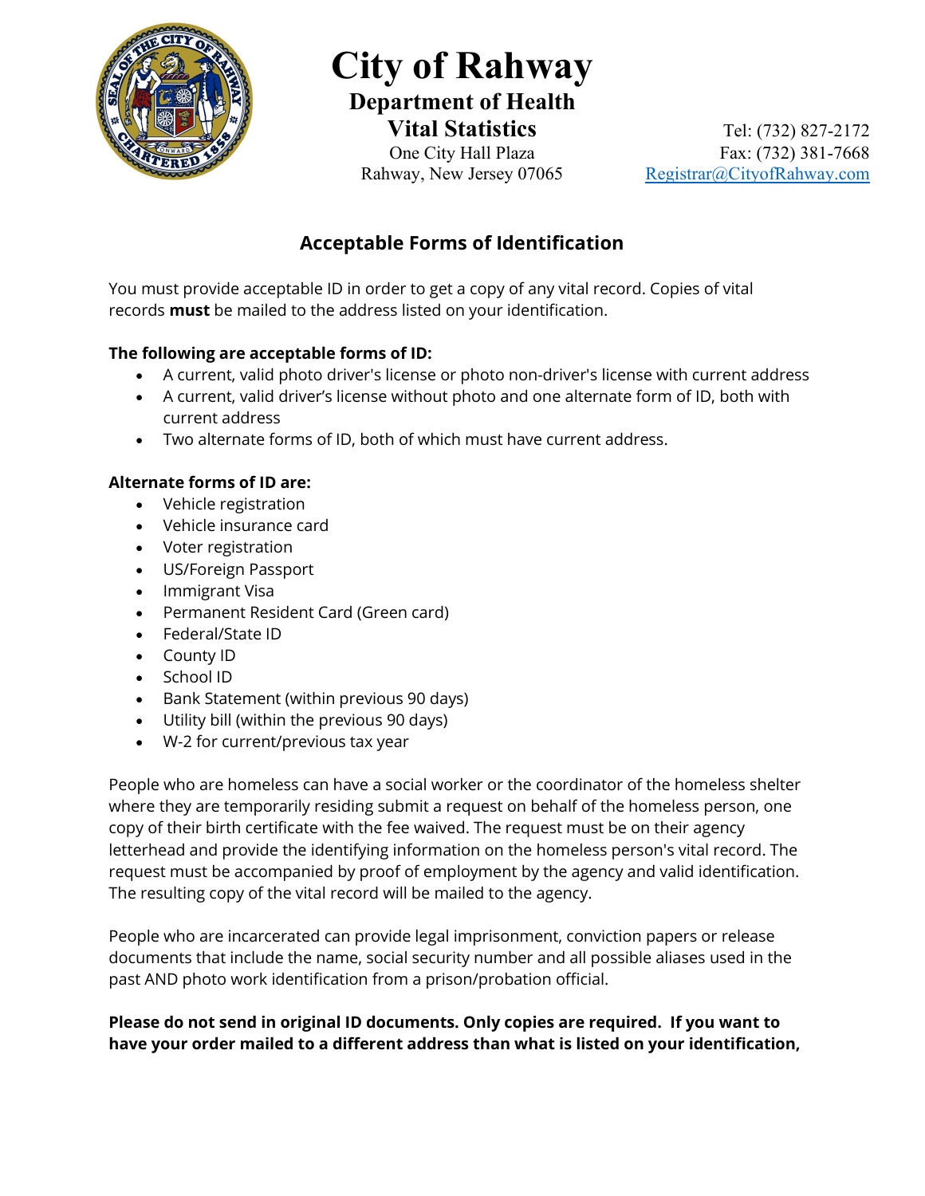# City of Rahway

## Department of Health

### Vital Statistics

One City Hall Plaza
Rahway, New Jersey 07065

Tel: (732) 827-2172
Fax: (732) 381-7668
Registrar@CityofRahway.com

## Acceptable Forms of Identification

You must provide acceptable ID in order to get a copy of any vital record. Copies of vital records **must** be mailed to the address listed on your identification.

**The following are acceptable forms of ID:**

- A current, valid photo driver's license or photo non-driver's license with current address
- A current, valid driver's license without photo and one alternate form of ID, both with current address
- Two alternate forms of ID, both of which must have current address.

**Alternate forms of ID are:**

- Vehicle registration
- Vehicle insurance card
- Voter registration
- US/Foreign Passport
- Immigrant Visa
- Permanent Resident Card (Green card)
- Federal/State ID
- County ID
- School ID
- Bank Statement (within previous 90 days)
- Utility bill (within the previous 90 days)
- W-2 for current/previous tax year

People who are homeless can have a social worker or the coordinator of the homeless shelter where they are temporarily residing submit a request on behalf of the homeless person, one copy of their birth certificate with the fee waived. The request must be on their agency letterhead and provide the identifying information on the homeless person's vital record. The request must be accompanied by proof of employment by the agency and valid identification. The resulting copy of the vital record will be mailed to the agency.

People who are incarcerated can provide legal imprisonment, conviction papers or release documents that include the name, social security number and all possible aliases used in the past AND photo work identification from a prison/probation official.

**Please do not send in original ID documents. Only copies are required. If you want to have your order mailed to a different address than what is listed on your identification,**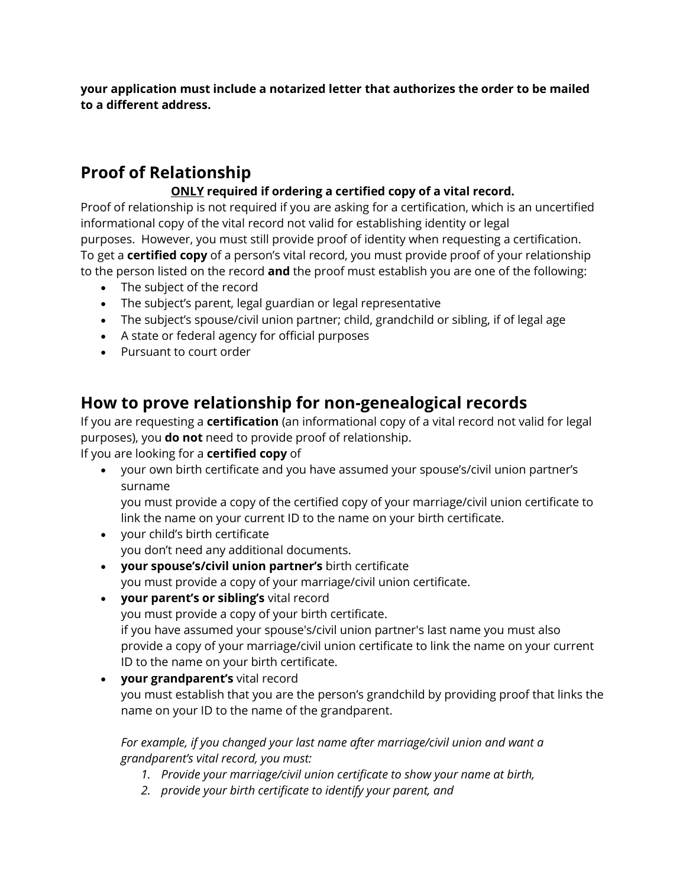**your application must include a notarized letter that authorizes the order to be mailed to a different address.**

## Proof of Relationship

**<u>ONLY</u> required if ordering a certified copy of a vital record.**

Proof of relationship is not required if you are asking for a certification, which is an uncertified informational copy of the vital record not valid for establishing identity or legal purposes. However, you must still provide proof of identity when requesting a certification. To get a **certified copy** of a person's vital record, you must provide proof of your relationship to the person listed on the record **and** the proof must establish you are one of the following:

- The subject of the record
- The subject's parent, legal guardian or legal representative
- The subject's spouse/civil union partner; child, grandchild or sibling, if of legal age
- A state or federal agency for official purposes
- Pursuant to court order

## How to prove relationship for non-genealogical records

If you are requesting a **certification** (an informational copy of a vital record not valid for legal purposes), you **do not** need to provide proof of relationship.

If you are looking for a **certified copy** of

- your own birth certificate and you have assumed your spouse's/civil union partner's surname
  you must provide a copy of the certified copy of your marriage/civil union certificate to link the name on your current ID to the name on your birth certificate.
- your child's birth certificate
  you don't need any additional documents.
- **your spouse's/civil union partner's** birth certificate
  you must provide a copy of your marriage/civil union certificate.
- **your parent's or sibling's** vital record
  you must provide a copy of your birth certificate.
  if you have assumed your spouse's/civil union partner's last name you must also provide a copy of your marriage/civil union certificate to link the name on your current ID to the name on your birth certificate.
- **your grandparent's** vital record
  you must establish that you are the person's grandchild by providing proof that links the name on your ID to the name of the grandparent.

  *For example, if you changed your last name after marriage/civil union and want a grandparent's vital record, you must:*

  1. *Provide your marriage/civil union certificate to show your name at birth,*
  2. *provide your birth certificate to identify your parent, and*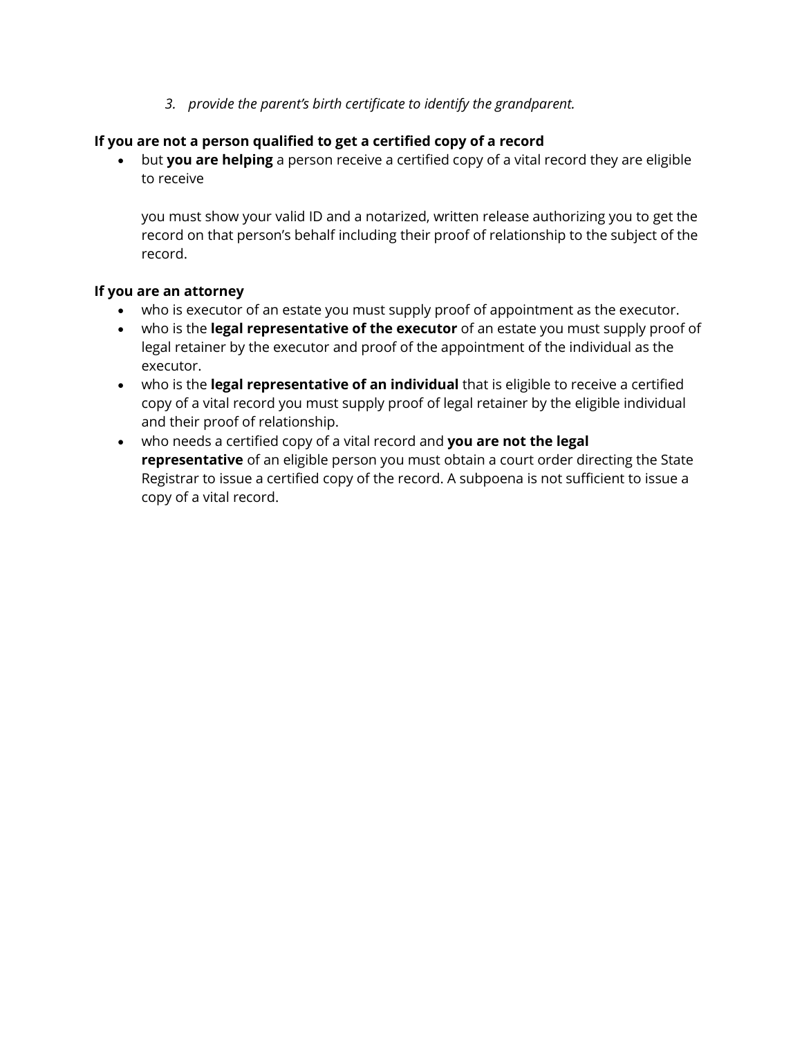3. *provide the parent's birth certificate to identify the grandparent.*

**If you are not a person qualified to get a certified copy of a record**

- but **you are helping** a person receive a certified copy of a vital record they are eligible to receive

  you must show your valid ID and a notarized, written release authorizing you to get the record on that person's behalf including their proof of relationship to the subject of the record.

**If you are an attorney**

- who is executor of an estate you must supply proof of appointment as the executor.
- who is the **legal representative of the executor** of an estate you must supply proof of legal retainer by the executor and proof of the appointment of the individual as the executor.
- who is the **legal representative of an individual** that is eligible to receive a certified copy of a vital record you must supply proof of legal retainer by the eligible individual and their proof of relationship.
- who needs a certified copy of a vital record and **you are not the legal representative** of an eligible person you must obtain a court order directing the State Registrar to issue a certified copy of the record. A subpoena is not sufficient to issue a copy of a vital record.